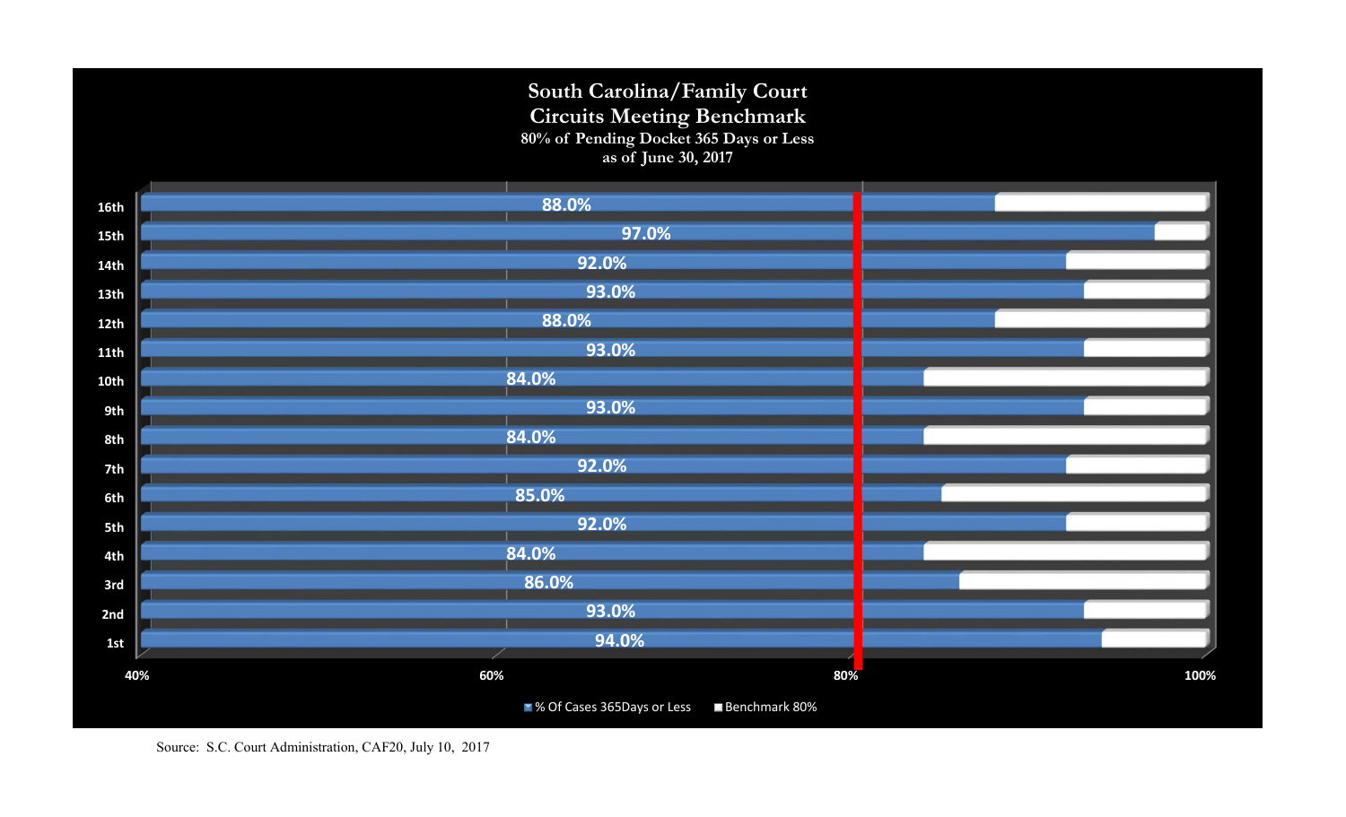# South Carolina/Family Court
## Circuits Meeting Benchmark

80% of Pending Docket 365 Days or Less
as of June 30, 2017

| Circuit | % Of Cases 365Days or Less |
|---|---|
| 16th | 88.0% |
| 15th | 97.0% |
| 14th | 92.0% |
| 13th | 93.0% |
| 12th | 88.0% |
| 11th | 93.0% |
| 10th | 84.0% |
| 9th | 93.0% |
| 8th | 84.0% |
| 7th | 92.0% |
| 6th | 85.0% |
| 5th | 92.0% |
| 4th | 84.0% |
| 3rd | 86.0% |
| 2nd | 93.0% |
| 1st | 94.0% |

40% 60% 80% 100%

% Of Cases 365Days or Less   Benchmark 80%

Source: S.C. Court Administration, CAF20, July 10, 2017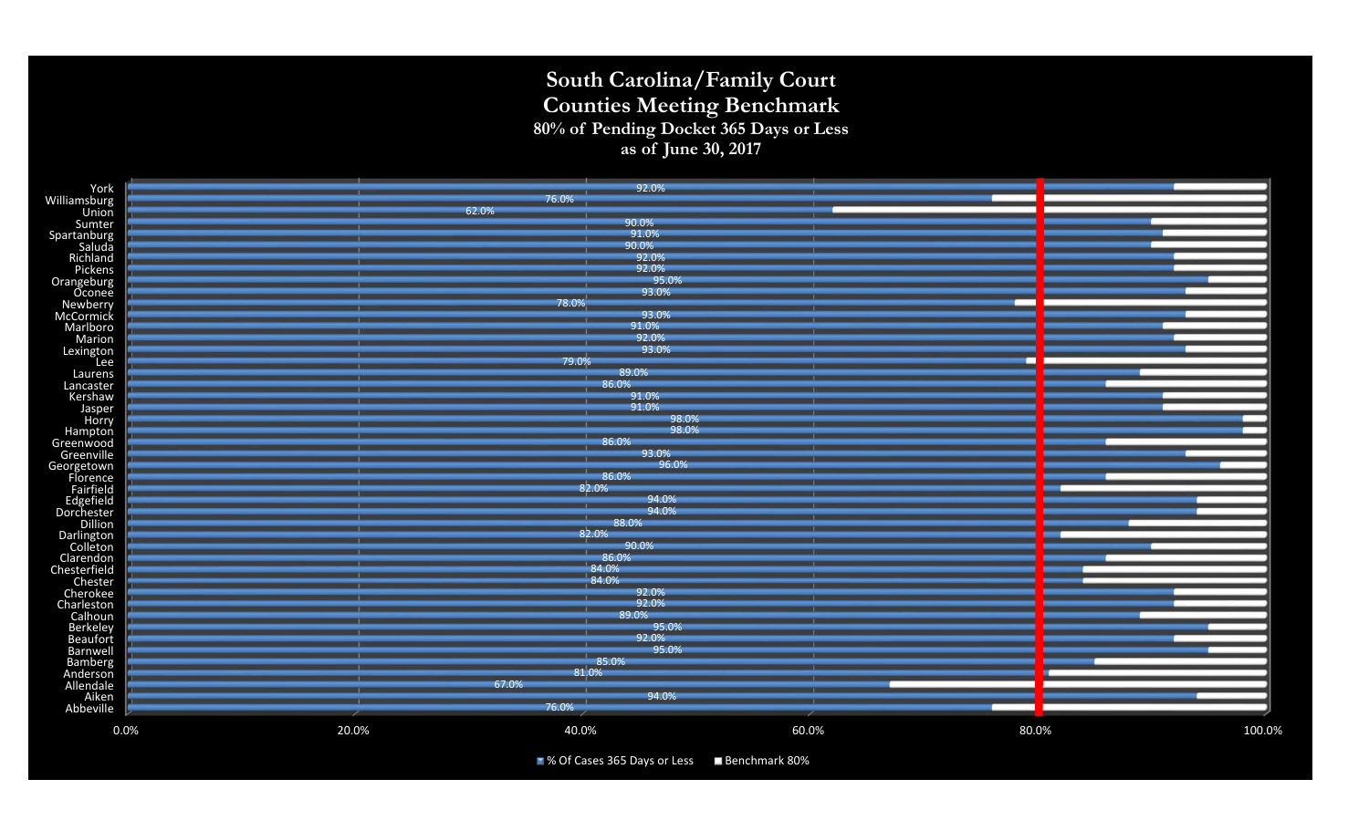# South Carolina/Family Court
## Counties Meeting Benchmark
### 80% of Pending Docket 365 Days or Less
### as of June 30, 2017

York 92.0%
Williamsburg 76.0%
Union 62.0%
Sumter 90.0%
Spartanburg 91.0%
Saluda 90.0%
Richland 92.0%
Pickens 92.0%
Orangeburg 95.0%
Oconee 93.0%
Newberry 78.0%
McCormick 93.0%
Marlboro 91.0%
Marion 92.0%
Lexington 93.0%
Lee 79.0%
Laurens 89.0%
Lancaster 86.0%
Kershaw 91.0%
Jasper 91.0%
Horry 98.0%
Hampton 98.0%
Greenwood 86.0%
Greenville 93.0%
Georgetown 96.0%
Florence 86.0%
Fairfield 82.0%
Edgefield 94.0%
Dorchester 94.0%
Dillion 88.0%
Darlington 82.0%
Colleton 90.0%
Clarendon 86.0%
Chesterfield 84.0%
Chester 84.0%
Cherokee 92.0%
Charleston 92.0%
Calhoun 89.0%
Berkeley 95.0%
Beaufort 92.0%
Barnwell 95.0%
Bamberg 85.0%
Anderson 81.0%
Allendale 67.0%
Aiken 94.0%
Abbeville 76.0%

0.0% 20.0% 40.0% 60.0% 80.0% 100.0%

% Of Cases 365 Days or Less
Benchmark 80%